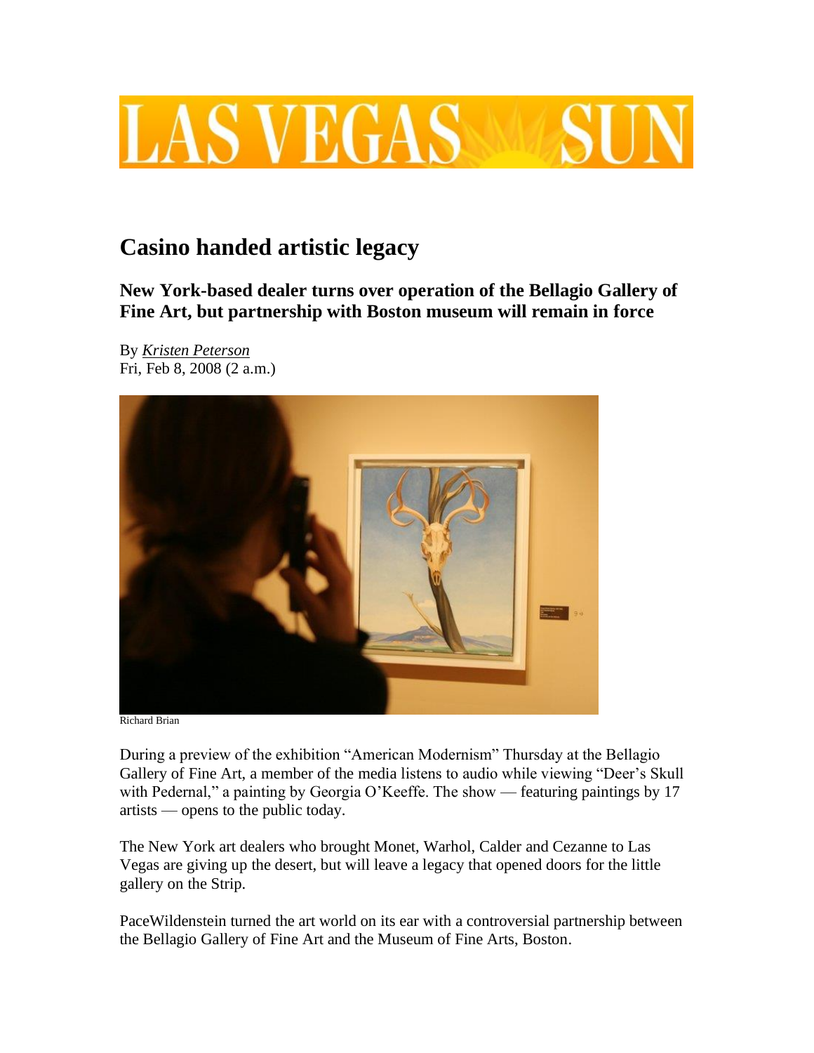# Casino handed artistic legacy

## New York-based dealer turns over operation of the Bellagio Gallery of Fine Art, but partnership with Boston museum will remain in force

By *Kristen Peterson*
Fri, Feb 8, 2008 (2 a.m.)

Richard Brian

During a preview of the exhibition "American Modernism" Thursday at the Bellagio Gallery of Fine Art, a member of the media listens to audio while viewing "Deer's Skull with Pedernal," a painting by Georgia O'Keeffe. The show — featuring paintings by 17 artists — opens to the public today.

The New York art dealers who brought Monet, Warhol, Calder and Cezanne to Las Vegas are giving up the desert, but will leave a legacy that opened doors for the little gallery on the Strip.

PaceWildenstein turned the art world on its ear with a controversial partnership between the Bellagio Gallery of Fine Art and the Museum of Fine Arts, Boston.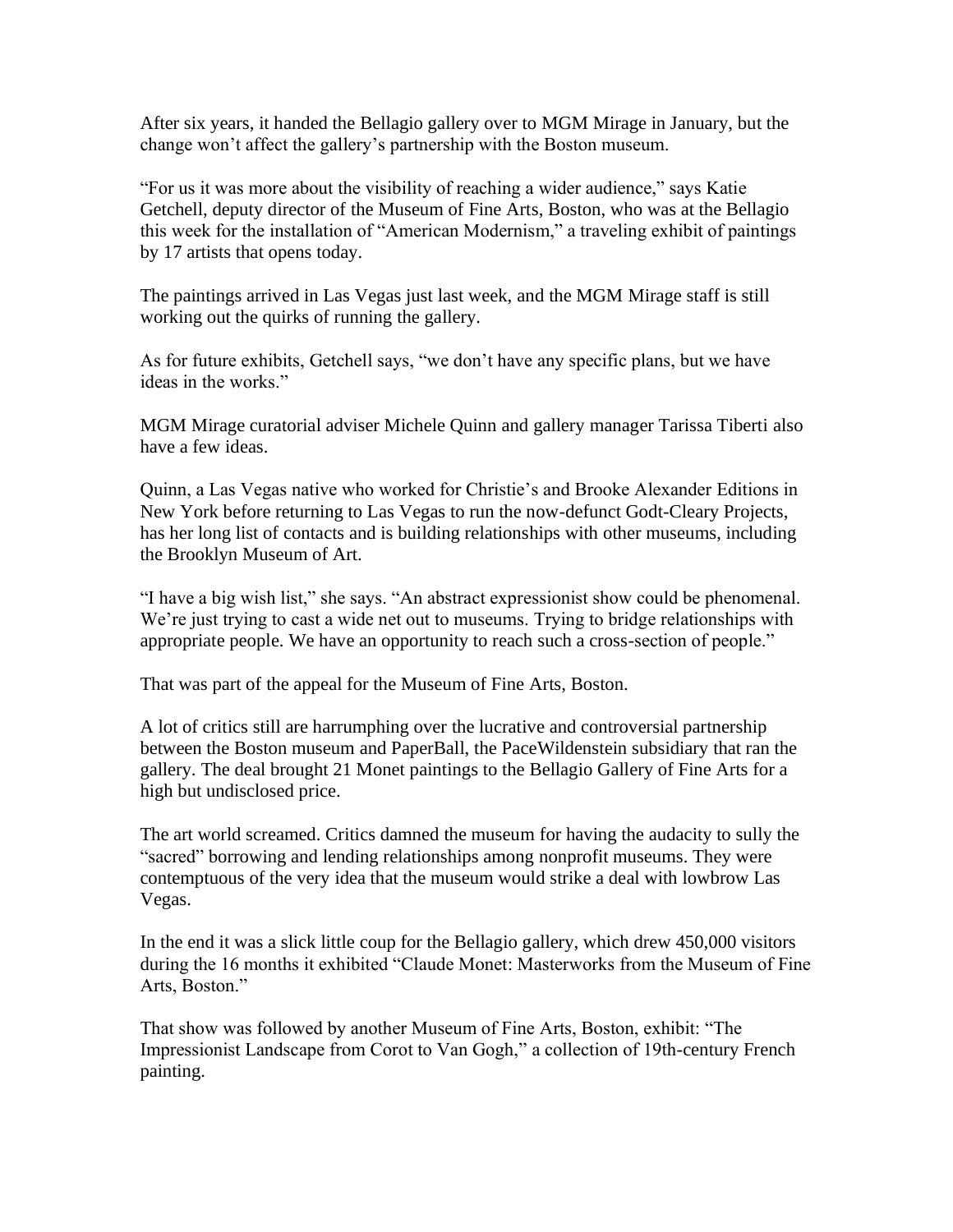After six years, it handed the Bellagio gallery over to MGM Mirage in January, but the change won't affect the gallery's partnership with the Boston museum.

"For us it was more about the visibility of reaching a wider audience," says Katie Getchell, deputy director of the Museum of Fine Arts, Boston, who was at the Bellagio this week for the installation of "American Modernism," a traveling exhibit of paintings by 17 artists that opens today.

The paintings arrived in Las Vegas just last week, and the MGM Mirage staff is still working out the quirks of running the gallery.

As for future exhibits, Getchell says, "we don't have any specific plans, but we have ideas in the works."

MGM Mirage curatorial adviser Michele Quinn and gallery manager Tarissa Tiberti also have a few ideas.

Quinn, a Las Vegas native who worked for Christie's and Brooke Alexander Editions in New York before returning to Las Vegas to run the now-defunct Godt-Cleary Projects, has her long list of contacts and is building relationships with other museums, including the Brooklyn Museum of Art.

"I have a big wish list," she says. "An abstract expressionist show could be phenomenal. We're just trying to cast a wide net out to museums. Trying to bridge relationships with appropriate people. We have an opportunity to reach such a cross-section of people."

That was part of the appeal for the Museum of Fine Arts, Boston.

A lot of critics still are harrumphing over the lucrative and controversial partnership between the Boston museum and PaperBall, the PaceWildenstein subsidiary that ran the gallery. The deal brought 21 Monet paintings to the Bellagio Gallery of Fine Arts for a high but undisclosed price.

The art world screamed. Critics damned the museum for having the audacity to sully the "sacred" borrowing and lending relationships among nonprofit museums. They were contemptuous of the very idea that the museum would strike a deal with lowbrow Las Vegas.

In the end it was a slick little coup for the Bellagio gallery, which drew 450,000 visitors during the 16 months it exhibited "Claude Monet: Masterworks from the Museum of Fine Arts, Boston."

That show was followed by another Museum of Fine Arts, Boston, exhibit: "The Impressionist Landscape from Corot to Van Gogh," a collection of 19th-century French painting.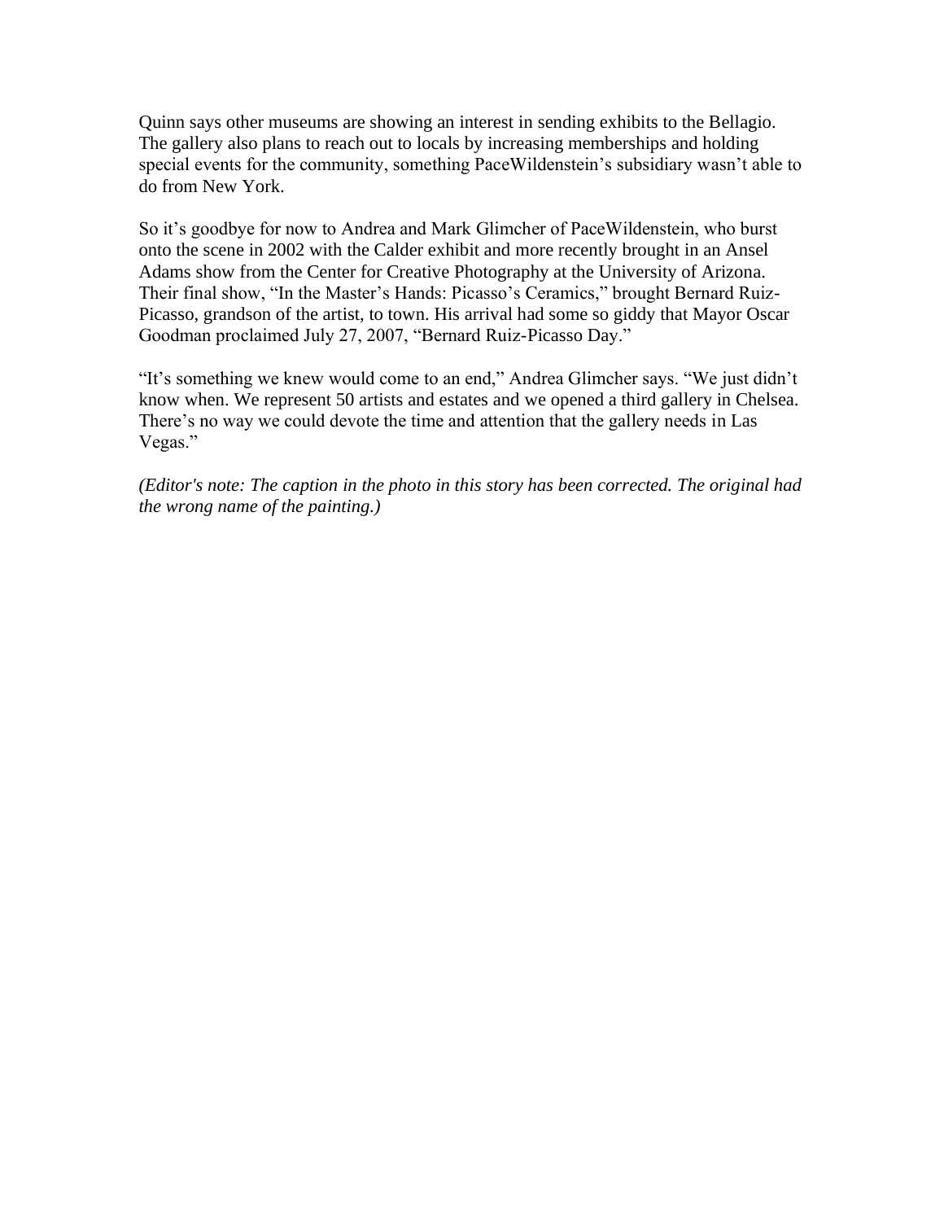Quinn says other museums are showing an interest in sending exhibits to the Bellagio. The gallery also plans to reach out to locals by increasing memberships and holding special events for the community, something PaceWildenstein's subsidiary wasn't able to do from New York.

So it's goodbye for now to Andrea and Mark Glimcher of PaceWildenstein, who burst onto the scene in 2002 with the Calder exhibit and more recently brought in an Ansel Adams show from the Center for Creative Photography at the University of Arizona. Their final show, "In the Master's Hands: Picasso's Ceramics," brought Bernard Ruiz-Picasso, grandson of the artist, to town. His arrival had some so giddy that Mayor Oscar Goodman proclaimed July 27, 2007, "Bernard Ruiz-Picasso Day."

"It's something we knew would come to an end," Andrea Glimcher says. "We just didn't know when. We represent 50 artists and estates and we opened a third gallery in Chelsea. There's no way we could devote the time and attention that the gallery needs in Las Vegas."

*(Editor's note: The caption in the photo in this story has been corrected. The original had the wrong name of the painting.)*